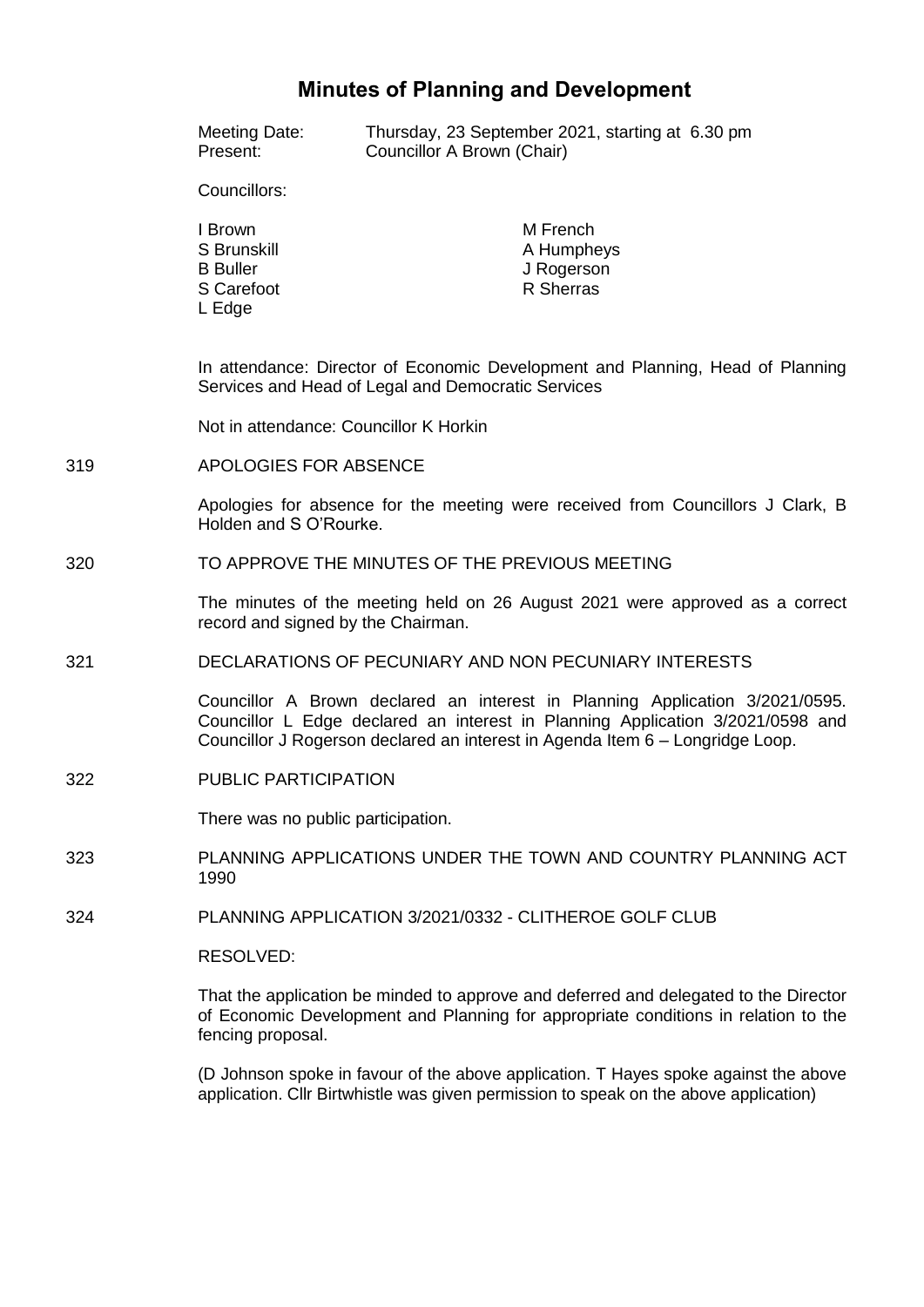# Minutes of Planning and Development

Meeting Date: Thursday, 23 September 2021, starting at 6.30 pm
Present: Councillor A Brown (Chair)

Councillors:

I Brown
S Brunskill
B Buller
S Carefoot
L Edge
M French
A Humpheys
J Rogerson
R Sherras

In attendance: Director of Economic Development and Planning, Head of Planning Services and Head of Legal and Democratic Services

Not in attendance: Councillor K Horkin

319 APOLOGIES FOR ABSENCE

Apologies for absence for the meeting were received from Councillors J Clark, B Holden and S O'Rourke.

320 TO APPROVE THE MINUTES OF THE PREVIOUS MEETING

The minutes of the meeting held on 26 August 2021 were approved as a correct record and signed by the Chairman.

321 DECLARATIONS OF PECUNIARY AND NON PECUNIARY INTERESTS

Councillor A Brown declared an interest in Planning Application 3/2021/0595. Councillor L Edge declared an interest in Planning Application 3/2021/0598 and Councillor J Rogerson declared an interest in Agenda Item 6 – Longridge Loop.

322 PUBLIC PARTICIPATION

There was no public participation.

323 PLANNING APPLICATIONS UNDER THE TOWN AND COUNTRY PLANNING ACT 1990

324 PLANNING APPLICATION 3/2021/0332 - CLITHEROE GOLF CLUB

RESOLVED:

That the application be minded to approve and deferred and delegated to the Director of Economic Development and Planning for appropriate conditions in relation to the fencing proposal.

(D Johnson spoke in favour of the above application. T Hayes spoke against the above application. Cllr Birtwhistle was given permission to speak on the above application)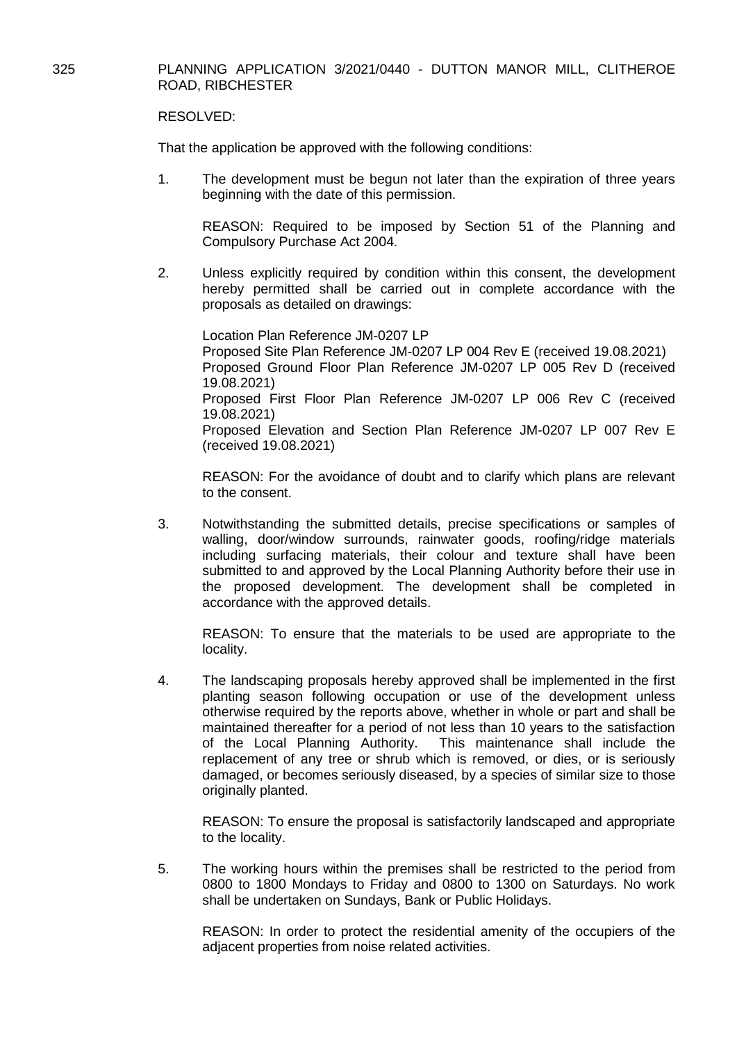325 PLANNING APPLICATION 3/2021/0440 - DUTTON MANOR MILL, CLITHEROE ROAD, RIBCHESTER

RESOLVED:

That the application be approved with the following conditions:

1. The development must be begun not later than the expiration of three years beginning with the date of this permission.

   REASON: Required to be imposed by Section 51 of the Planning and Compulsory Purchase Act 2004.

2. Unless explicitly required by condition within this consent, the development hereby permitted shall be carried out in complete accordance with the proposals as detailed on drawings:

   Location Plan Reference JM-0207 LP
   Proposed Site Plan Reference JM-0207 LP 004 Rev E (received 19.08.2021)
   Proposed Ground Floor Plan Reference JM-0207 LP 005 Rev D (received 19.08.2021)
   Proposed First Floor Plan Reference JM-0207 LP 006 Rev C (received 19.08.2021)
   Proposed Elevation and Section Plan Reference JM-0207 LP 007 Rev E (received 19.08.2021)

   REASON: For the avoidance of doubt and to clarify which plans are relevant to the consent.

3. Notwithstanding the submitted details, precise specifications or samples of walling, door/window surrounds, rainwater goods, roofing/ridge materials including surfacing materials, their colour and texture shall have been submitted to and approved by the Local Planning Authority before their use in the proposed development. The development shall be completed in accordance with the approved details.

   REASON: To ensure that the materials to be used are appropriate to the locality.

4. The landscaping proposals hereby approved shall be implemented in the first planting season following occupation or use of the development unless otherwise required by the reports above, whether in whole or part and shall be maintained thereafter for a period of not less than 10 years to the satisfaction of the Local Planning Authority. This maintenance shall include the replacement of any tree or shrub which is removed, or dies, or is seriously damaged, or becomes seriously diseased, by a species of similar size to those originally planted.

   REASON: To ensure the proposal is satisfactorily landscaped and appropriate to the locality.

5. The working hours within the premises shall be restricted to the period from 0800 to 1800 Mondays to Friday and 0800 to 1300 on Saturdays. No work shall be undertaken on Sundays, Bank or Public Holidays.

   REASON: In order to protect the residential amenity of the occupiers of the adjacent properties from noise related activities.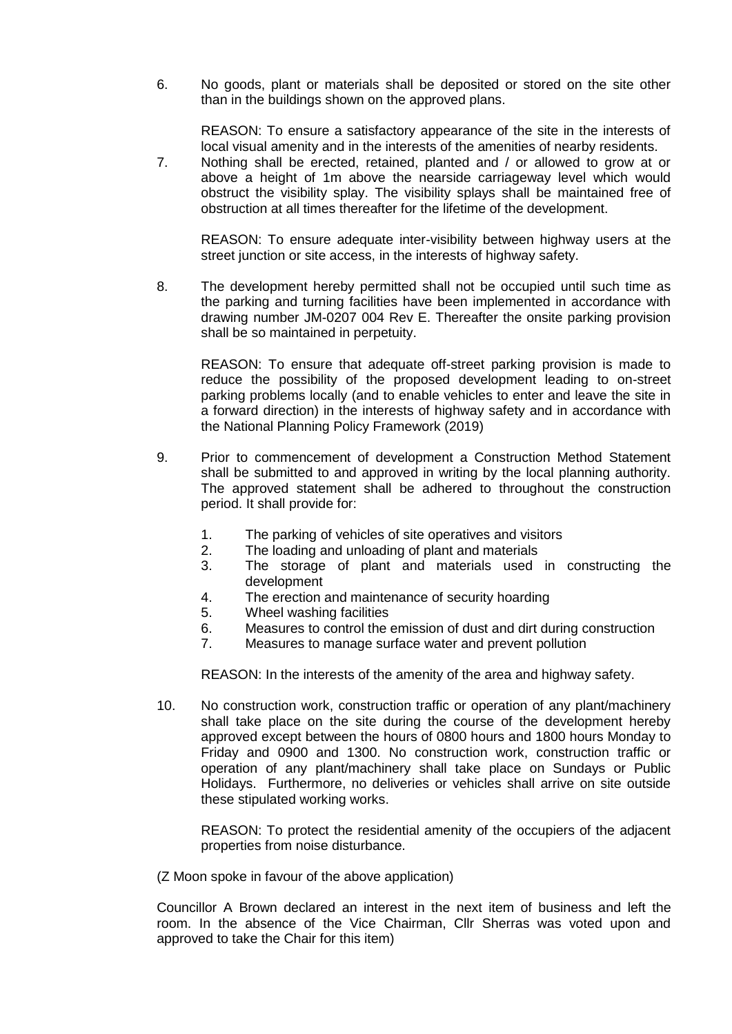6. No goods, plant or materials shall be deposited or stored on the site other than in the buildings shown on the approved plans.

   REASON: To ensure a satisfactory appearance of the site in the interests of local visual amenity and in the interests of the amenities of nearby residents.

7. Nothing shall be erected, retained, planted and / or allowed to grow at or above a height of 1m above the nearside carriageway level which would obstruct the visibility splay. The visibility splays shall be maintained free of obstruction at all times thereafter for the lifetime of the development.

   REASON: To ensure adequate inter-visibility between highway users at the street junction or site access, in the interests of highway safety.

8. The development hereby permitted shall not be occupied until such time as the parking and turning facilities have been implemented in accordance with drawing number JM-0207 004 Rev E. Thereafter the onsite parking provision shall be so maintained in perpetuity.

   REASON: To ensure that adequate off-street parking provision is made to reduce the possibility of the proposed development leading to on-street parking problems locally (and to enable vehicles to enter and leave the site in a forward direction) in the interests of highway safety and in accordance with the National Planning Policy Framework (2019)

9. Prior to commencement of development a Construction Method Statement shall be submitted to and approved in writing by the local planning authority. The approved statement shall be adhered to throughout the construction period. It shall provide for:

   1. The parking of vehicles of site operatives and visitors
   2. The loading and unloading of plant and materials
   3. The storage of plant and materials used in constructing the development
   4. The erection and maintenance of security hoarding
   5. Wheel washing facilities
   6. Measures to control the emission of dust and dirt during construction
   7. Measures to manage surface water and prevent pollution

   REASON: In the interests of the amenity of the area and highway safety.

10. No construction work, construction traffic or operation of any plant/machinery shall take place on the site during the course of the development hereby approved except between the hours of 0800 hours and 1800 hours Monday to Friday and 0900 and 1300. No construction work, construction traffic or operation of any plant/machinery shall take place on Sundays or Public Holidays. Furthermore, no deliveries or vehicles shall arrive on site outside these stipulated working works.

    REASON: To protect the residential amenity of the occupiers of the adjacent properties from noise disturbance.

(Z Moon spoke in favour of the above application)

Councillor A Brown declared an interest in the next item of business and left the room. In the absence of the Vice Chairman, Cllr Sherras was voted upon and approved to take the Chair for this item)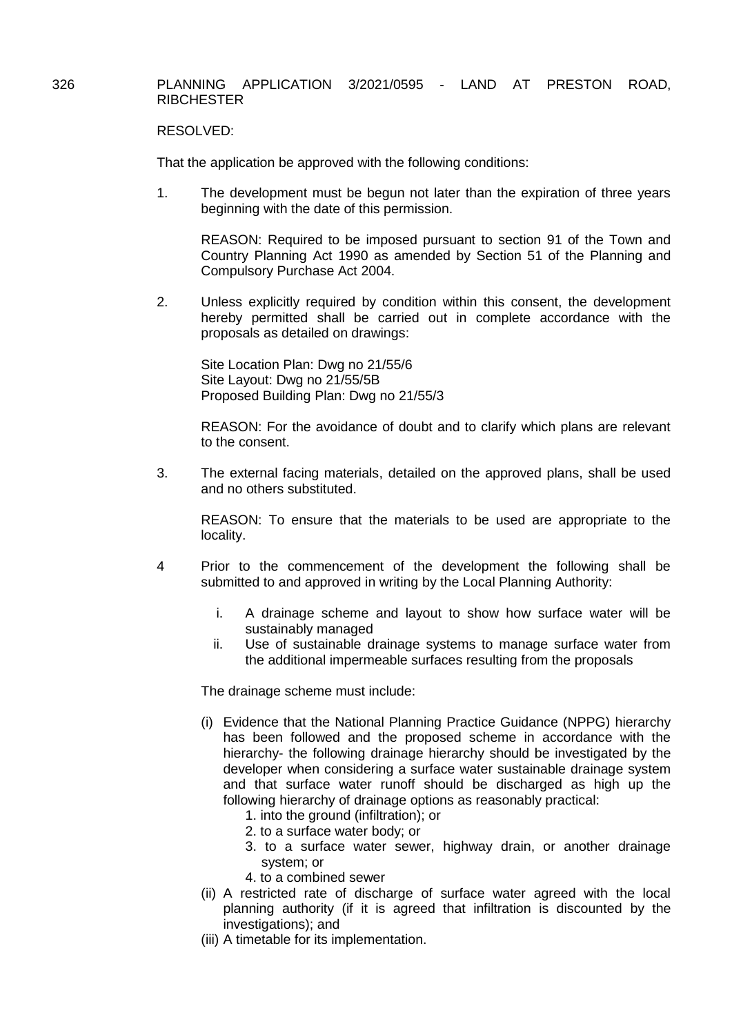326 PLANNING APPLICATION 3/2021/0595 - LAND AT PRESTON ROAD, RIBCHESTER

RESOLVED:

That the application be approved with the following conditions:

1. The development must be begun not later than the expiration of three years beginning with the date of this permission.

   REASON: Required to be imposed pursuant to section 91 of the Town and Country Planning Act 1990 as amended by Section 51 of the Planning and Compulsory Purchase Act 2004.

2. Unless explicitly required by condition within this consent, the development hereby permitted shall be carried out in complete accordance with the proposals as detailed on drawings:

   Site Location Plan: Dwg no 21/55/6
   Site Layout: Dwg no 21/55/5B
   Proposed Building Plan: Dwg no 21/55/3

   REASON: For the avoidance of doubt and to clarify which plans are relevant to the consent.

3. The external facing materials, detailed on the approved plans, shall be used and no others substituted.

   REASON: To ensure that the materials to be used are appropriate to the locality.

4 Prior to the commencement of the development the following shall be submitted to and approved in writing by the Local Planning Authority:

   i. A drainage scheme and layout to show how surface water will be sustainably managed
   ii. Use of sustainable drainage systems to manage surface water from the additional impermeable surfaces resulting from the proposals

   The drainage scheme must include:

   (i) Evidence that the National Planning Practice Guidance (NPPG) hierarchy has been followed and the proposed scheme in accordance with the hierarchy- the following drainage hierarchy should be investigated by the developer when considering a surface water sustainable drainage system and that surface water runoff should be discharged as high up the following hierarchy of drainage options as reasonably practical:
      1. into the ground (infiltration); or
      2. to a surface water body; or
      3. to a surface water sewer, highway drain, or another drainage system; or
      4. to a combined sewer
   (ii) A restricted rate of discharge of surface water agreed with the local planning authority (if it is agreed that infiltration is discounted by the investigations); and
   (iii) A timetable for its implementation.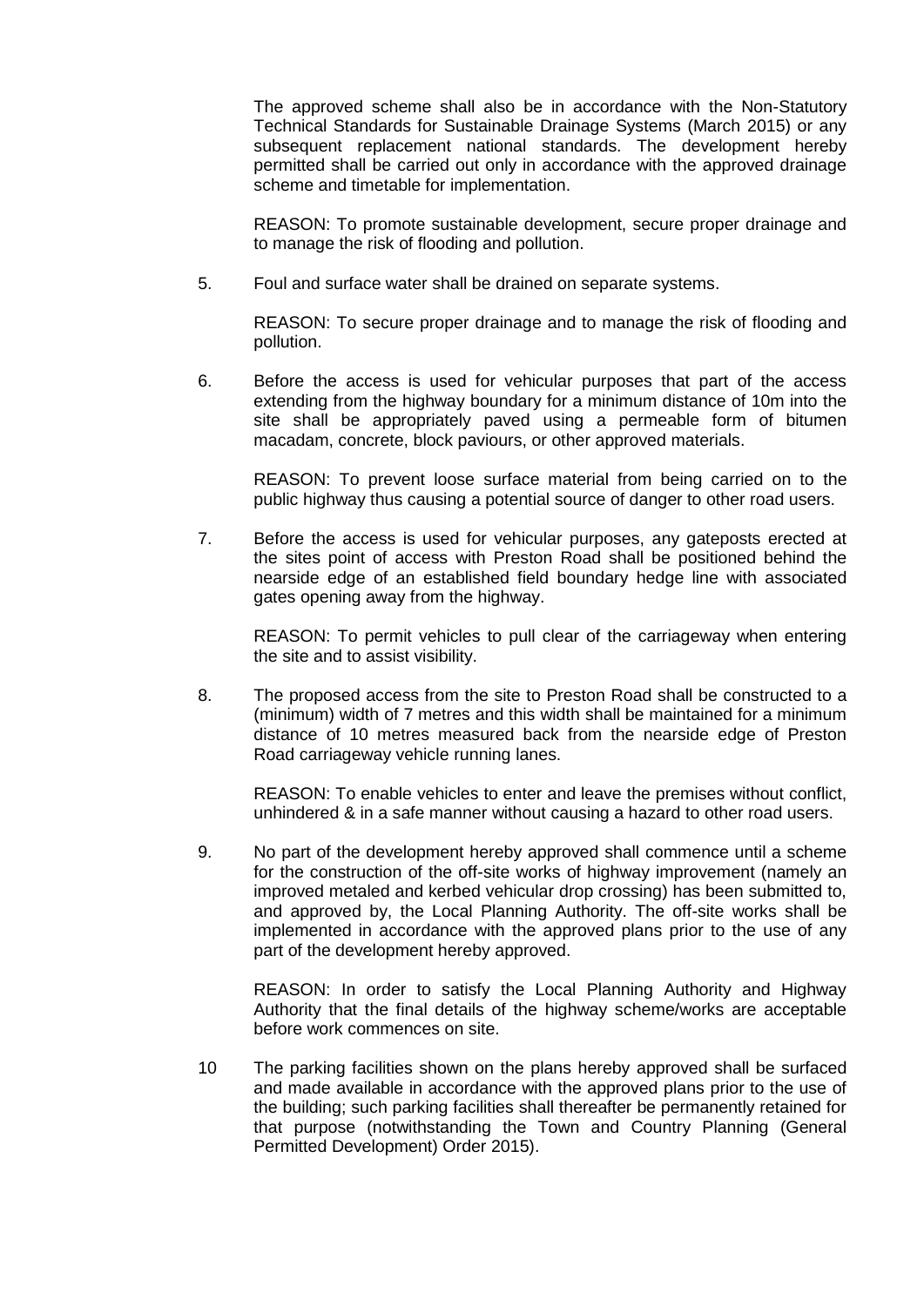The approved scheme shall also be in accordance with the Non-Statutory Technical Standards for Sustainable Drainage Systems (March 2015) or any subsequent replacement national standards. The development hereby permitted shall be carried out only in accordance with the approved drainage scheme and timetable for implementation.

REASON: To promote sustainable development, secure proper drainage and to manage the risk of flooding and pollution.

5. Foul and surface water shall be drained on separate systems.

   REASON: To secure proper drainage and to manage the risk of flooding and pollution.

6. Before the access is used for vehicular purposes that part of the access extending from the highway boundary for a minimum distance of 10m into the site shall be appropriately paved using a permeable form of bitumen macadam, concrete, block paviours, or other approved materials.

   REASON: To prevent loose surface material from being carried on to the public highway thus causing a potential source of danger to other road users.

7. Before the access is used for vehicular purposes, any gateposts erected at the sites point of access with Preston Road shall be positioned behind the nearside edge of an established field boundary hedge line with associated gates opening away from the highway.

   REASON: To permit vehicles to pull clear of the carriageway when entering the site and to assist visibility.

8. The proposed access from the site to Preston Road shall be constructed to a (minimum) width of 7 metres and this width shall be maintained for a minimum distance of 10 metres measured back from the nearside edge of Preston Road carriageway vehicle running lanes.

   REASON: To enable vehicles to enter and leave the premises without conflict, unhindered & in a safe manner without causing a hazard to other road users.

9. No part of the development hereby approved shall commence until a scheme for the construction of the off-site works of highway improvement (namely an improved metaled and kerbed vehicular drop crossing) has been submitted to, and approved by, the Local Planning Authority. The off-site works shall be implemented in accordance with the approved plans prior to the use of any part of the development hereby approved.

   REASON: In order to satisfy the Local Planning Authority and Highway Authority that the final details of the highway scheme/works are acceptable before work commences on site.

10 The parking facilities shown on the plans hereby approved shall be surfaced and made available in accordance with the approved plans prior to the use of the building; such parking facilities shall thereafter be permanently retained for that purpose (notwithstanding the Town and Country Planning (General Permitted Development) Order 2015).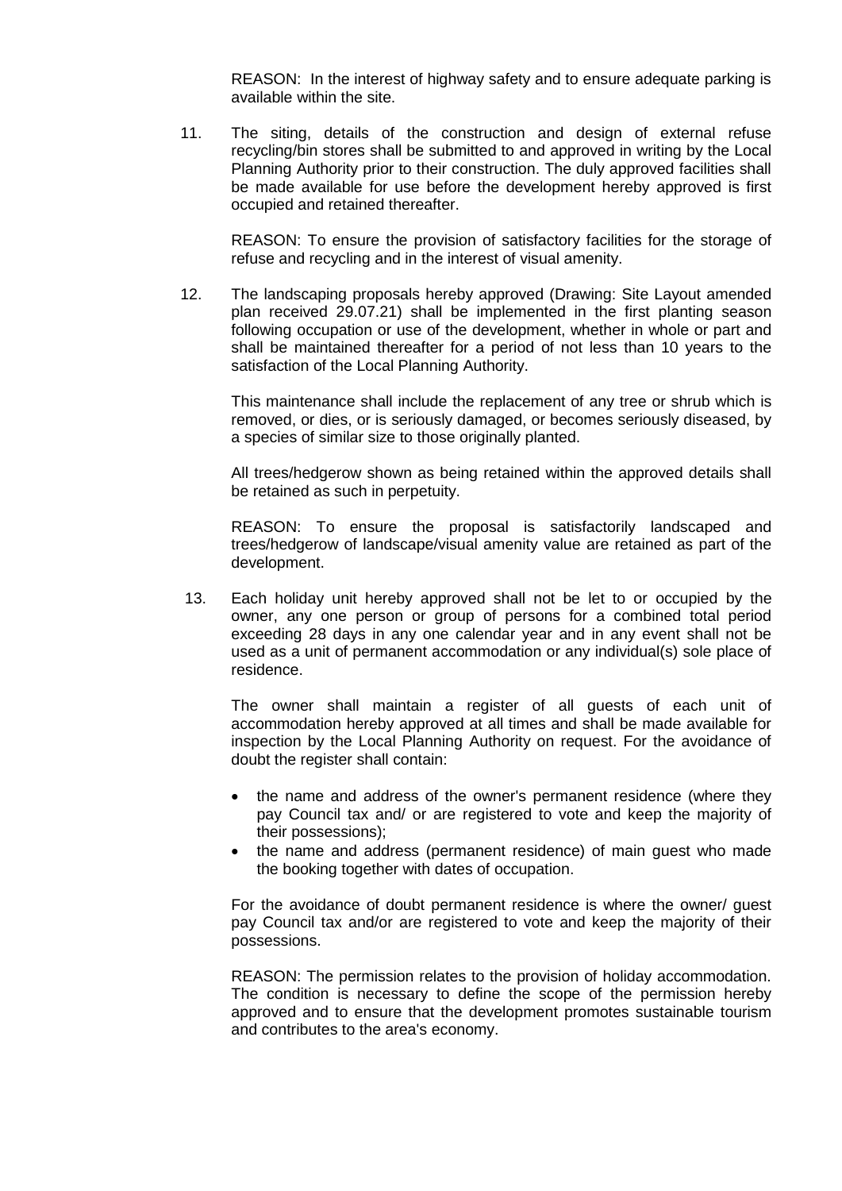REASON: In the interest of highway safety and to ensure adequate parking is available within the site.

11. The siting, details of the construction and design of external refuse recycling/bin stores shall be submitted to and approved in writing by the Local Planning Authority prior to their construction. The duly approved facilities shall be made available for use before the development hereby approved is first occupied and retained thereafter.

    REASON: To ensure the provision of satisfactory facilities for the storage of refuse and recycling and in the interest of visual amenity.

12. The landscaping proposals hereby approved (Drawing: Site Layout amended plan received 29.07.21) shall be implemented in the first planting season following occupation or use of the development, whether in whole or part and shall be maintained thereafter for a period of not less than 10 years to the satisfaction of the Local Planning Authority.

    This maintenance shall include the replacement of any tree or shrub which is removed, or dies, or is seriously damaged, or becomes seriously diseased, by a species of similar size to those originally planted.

    All trees/hedgerow shown as being retained within the approved details shall be retained as such in perpetuity.

    REASON: To ensure the proposal is satisfactorily landscaped and trees/hedgerow of landscape/visual amenity value are retained as part of the development.

13. Each holiday unit hereby approved shall not be let to or occupied by the owner, any one person or group of persons for a combined total period exceeding 28 days in any one calendar year and in any event shall not be used as a unit of permanent accommodation or any individual(s) sole place of residence.

    The owner shall maintain a register of all guests of each unit of accommodation hereby approved at all times and shall be made available for inspection by the Local Planning Authority on request. For the avoidance of doubt the register shall contain:

    - the name and address of the owner's permanent residence (where they pay Council tax and/ or are registered to vote and keep the majority of their possessions);
    - the name and address (permanent residence) of main guest who made the booking together with dates of occupation.

    For the avoidance of doubt permanent residence is where the owner/ guest pay Council tax and/or are registered to vote and keep the majority of their possessions.

    REASON: The permission relates to the provision of holiday accommodation. The condition is necessary to define the scope of the permission hereby approved and to ensure that the development promotes sustainable tourism and contributes to the area's economy.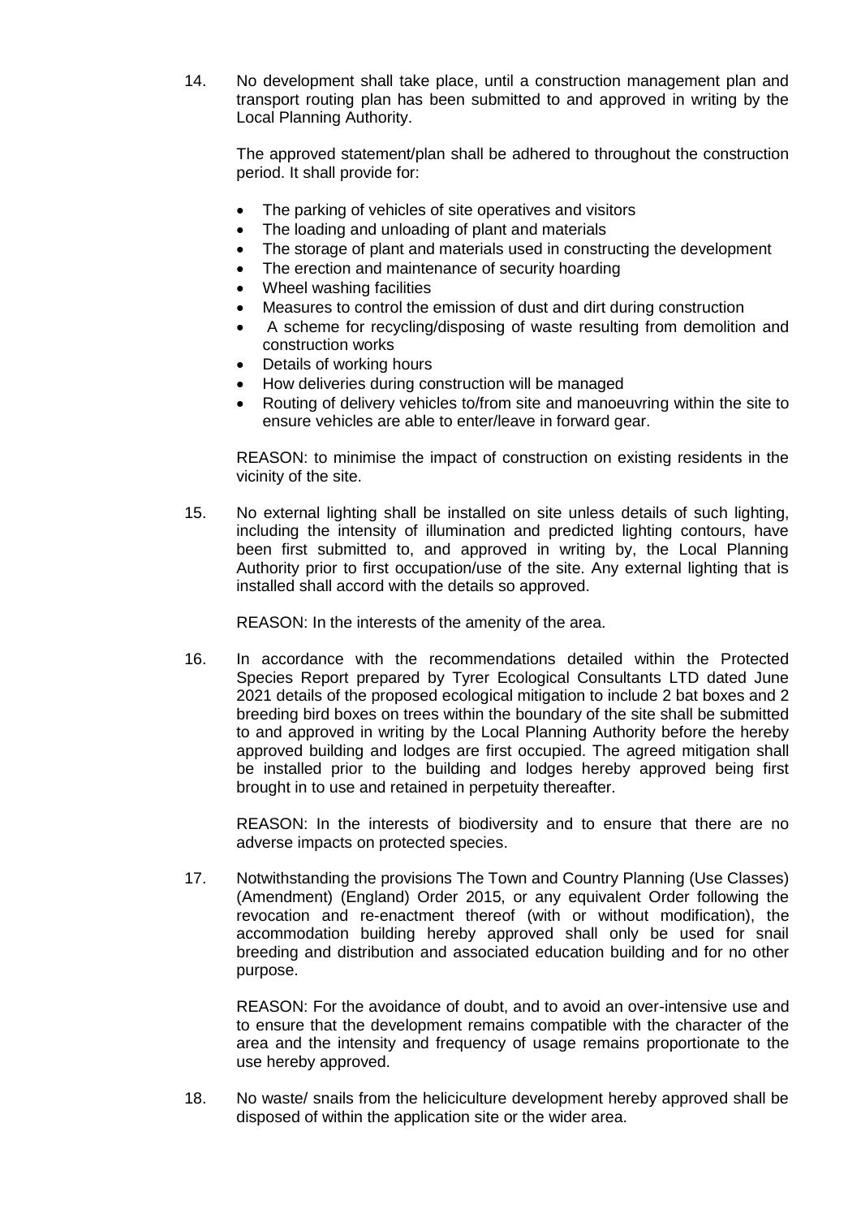14. No development shall take place, until a construction management plan and transport routing plan has been submitted to and approved in writing by the Local Planning Authority.

    The approved statement/plan shall be adhered to throughout the construction period. It shall provide for:

    - The parking of vehicles of site operatives and visitors
    - The loading and unloading of plant and materials
    - The storage of plant and materials used in constructing the development
    - The erection and maintenance of security hoarding
    - Wheel washing facilities
    - Measures to control the emission of dust and dirt during construction
    - A scheme for recycling/disposing of waste resulting from demolition and construction works
    - Details of working hours
    - How deliveries during construction will be managed
    - Routing of delivery vehicles to/from site and manoeuvring within the site to ensure vehicles are able to enter/leave in forward gear.

    REASON: to minimise the impact of construction on existing residents in the vicinity of the site.

15. No external lighting shall be installed on site unless details of such lighting, including the intensity of illumination and predicted lighting contours, have been first submitted to, and approved in writing by, the Local Planning Authority prior to first occupation/use of the site. Any external lighting that is installed shall accord with the details so approved.

    REASON: In the interests of the amenity of the area.

16. In accordance with the recommendations detailed within the Protected Species Report prepared by Tyrer Ecological Consultants LTD dated June 2021 details of the proposed ecological mitigation to include 2 bat boxes and 2 breeding bird boxes on trees within the boundary of the site shall be submitted to and approved in writing by the Local Planning Authority before the hereby approved building and lodges are first occupied. The agreed mitigation shall be installed prior to the building and lodges hereby approved being first brought in to use and retained in perpetuity thereafter.

    REASON: In the interests of biodiversity and to ensure that there are no adverse impacts on protected species.

17. Notwithstanding the provisions The Town and Country Planning (Use Classes) (Amendment) (England) Order 2015, or any equivalent Order following the revocation and re-enactment thereof (with or without modification), the accommodation building hereby approved shall only be used for snail breeding and distribution and associated education building and for no other purpose.

    REASON: For the avoidance of doubt, and to avoid an over-intensive use and to ensure that the development remains compatible with the character of the area and the intensity and frequency of usage remains proportionate to the use hereby approved.

18. No waste/ snails from the heliciculture development hereby approved shall be disposed of within the application site or the wider area.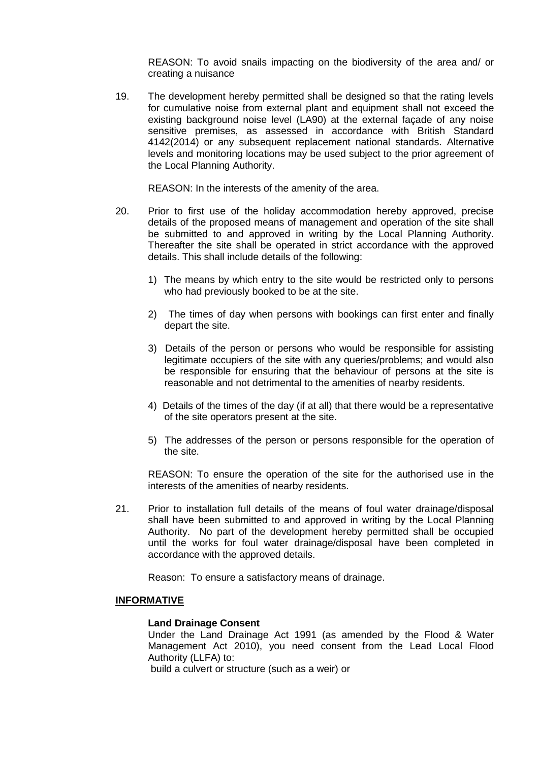REASON: To avoid snails impacting on the biodiversity of the area and/ or creating a nuisance

19. The development hereby permitted shall be designed so that the rating levels for cumulative noise from external plant and equipment shall not exceed the existing background noise level (LA90) at the external façade of any noise sensitive premises, as assessed in accordance with British Standard 4142(2014) or any subsequent replacement national standards. Alternative levels and monitoring locations may be used subject to the prior agreement of the Local Planning Authority.

    REASON: In the interests of the amenity of the area.

20. Prior to first use of the holiday accommodation hereby approved, precise details of the proposed means of management and operation of the site shall be submitted to and approved in writing by the Local Planning Authority. Thereafter the site shall be operated in strict accordance with the approved details. This shall include details of the following:

    1) The means by which entry to the site would be restricted only to persons who had previously booked to be at the site.

    2) The times of day when persons with bookings can first enter and finally depart the site.

    3) Details of the person or persons who would be responsible for assisting legitimate occupiers of the site with any queries/problems; and would also be responsible for ensuring that the behaviour of persons at the site is reasonable and not detrimental to the amenities of nearby residents.

    4) Details of the times of the day (if at all) that there would be a representative of the site operators present at the site.

    5) The addresses of the person or persons responsible for the operation of the site.

    REASON: To ensure the operation of the site for the authorised use in the interests of the amenities of nearby residents.

21. Prior to installation full details of the means of foul water drainage/disposal shall have been submitted to and approved in writing by the Local Planning Authority. No part of the development hereby permitted shall be occupied until the works for foul water drainage/disposal have been completed in accordance with the approved details.

    Reason: To ensure a satisfactory means of drainage.

## INFORMATIVE

**Land Drainage Consent**

Under the Land Drainage Act 1991 (as amended by the Flood & Water Management Act 2010), you need consent from the Lead Local Flood Authority (LLFA) to:

build a culvert or structure (such as a weir) or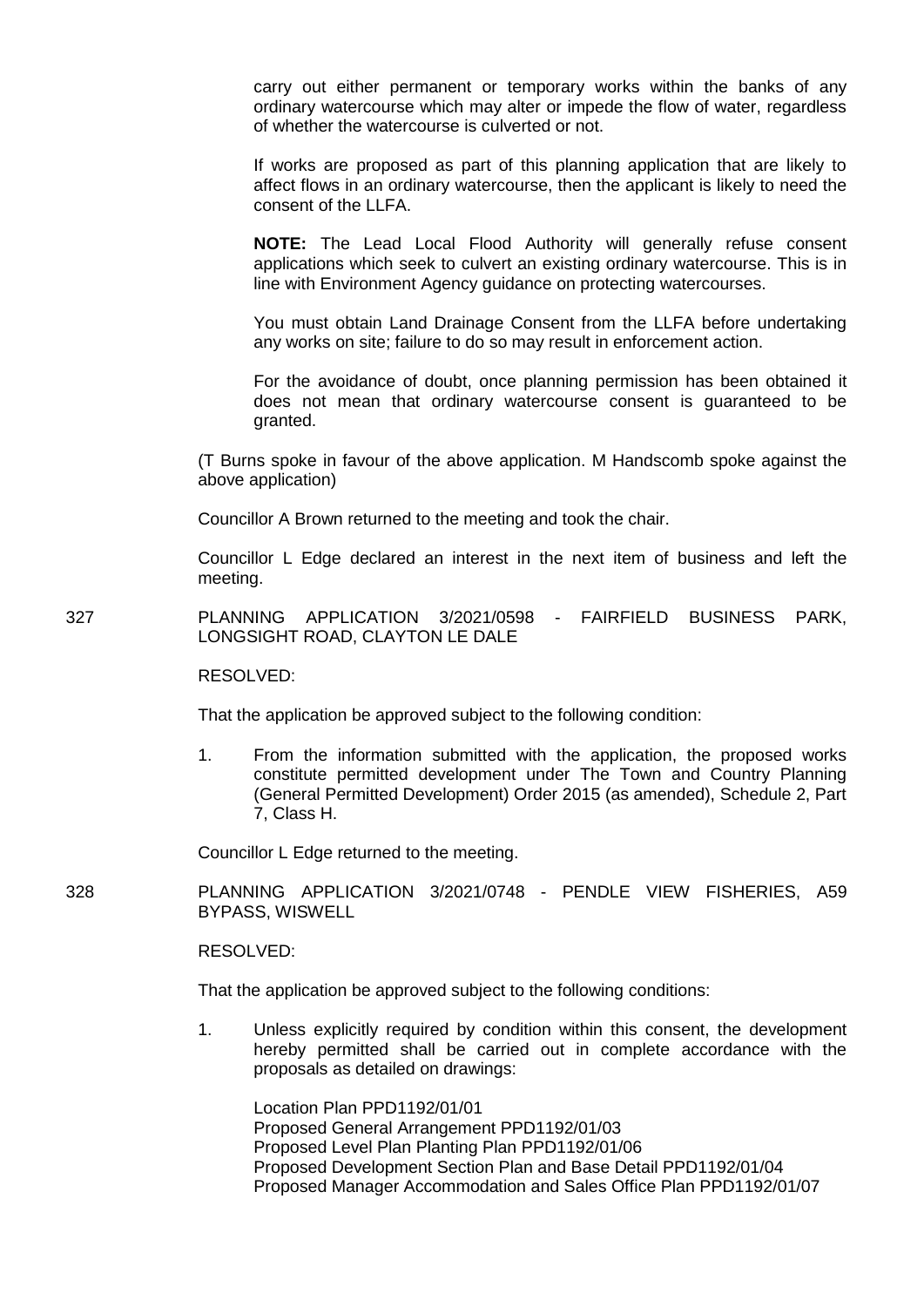carry out either permanent or temporary works within the banks of any ordinary watercourse which may alter or impede the flow of water, regardless of whether the watercourse is culverted or not.

If works are proposed as part of this planning application that are likely to affect flows in an ordinary watercourse, then the applicant is likely to need the consent of the LLFA.

**NOTE:** The Lead Local Flood Authority will generally refuse consent applications which seek to culvert an existing ordinary watercourse. This is in line with Environment Agency guidance on protecting watercourses.

You must obtain Land Drainage Consent from the LLFA before undertaking any works on site; failure to do so may result in enforcement action.

For the avoidance of doubt, once planning permission has been obtained it does not mean that ordinary watercourse consent is guaranteed to be granted.

(T Burns spoke in favour of the above application. M Handscomb spoke against the above application)

Councillor A Brown returned to the meeting and took the chair.

Councillor L Edge declared an interest in the next item of business and left the meeting.

327 PLANNING APPLICATION 3/2021/0598 - FAIRFIELD BUSINESS PARK, LONGSIGHT ROAD, CLAYTON LE DALE

RESOLVED:

That the application be approved subject to the following condition:

1. From the information submitted with the application, the proposed works constitute permitted development under The Town and Country Planning (General Permitted Development) Order 2015 (as amended), Schedule 2, Part 7, Class H.

Councillor L Edge returned to the meeting.

328 PLANNING APPLICATION 3/2021/0748 - PENDLE VIEW FISHERIES, A59 BYPASS, WISWELL

RESOLVED:

That the application be approved subject to the following conditions:

1. Unless explicitly required by condition within this consent, the development hereby permitted shall be carried out in complete accordance with the proposals as detailed on drawings:

   Location Plan PPD1192/01/01
   Proposed General Arrangement PPD1192/01/03
   Proposed Level Plan Planting Plan PPD1192/01/06
   Proposed Development Section Plan and Base Detail PPD1192/01/04
   Proposed Manager Accommodation and Sales Office Plan PPD1192/01/07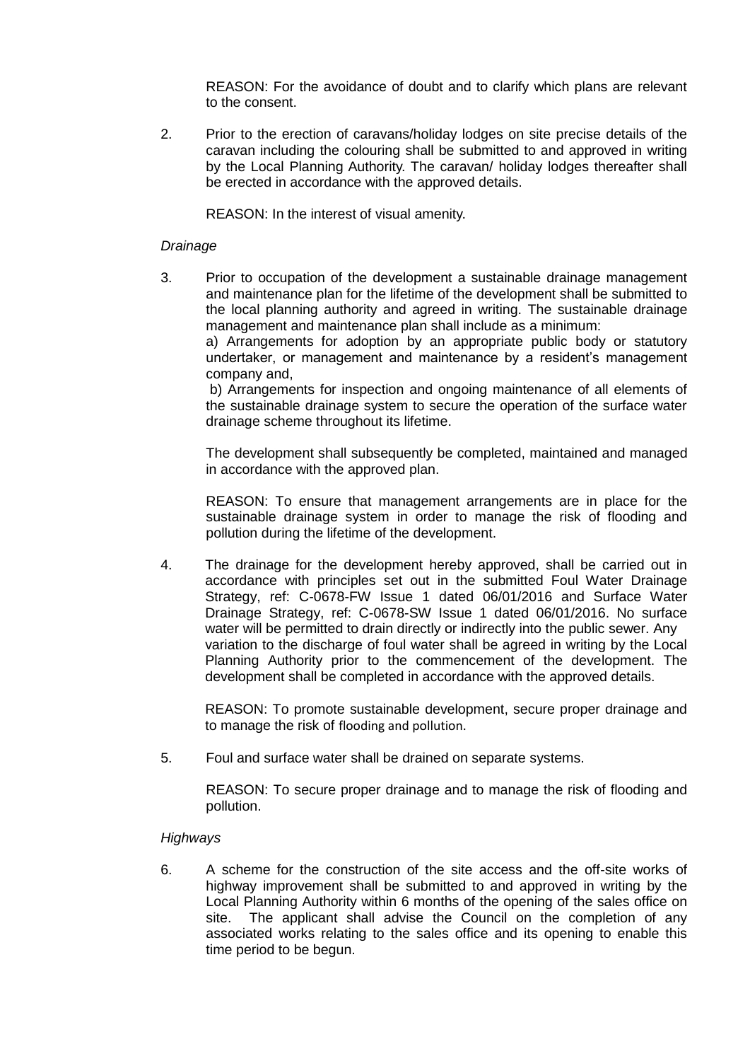REASON: For the avoidance of doubt and to clarify which plans are relevant to the consent.

2. Prior to the erection of caravans/holiday lodges on site precise details of the caravan including the colouring shall be submitted to and approved in writing by the Local Planning Authority. The caravan/ holiday lodges thereafter shall be erected in accordance with the approved details.

   REASON: In the interest of visual amenity.

*Drainage*

3. Prior to occupation of the development a sustainable drainage management and maintenance plan for the lifetime of the development shall be submitted to the local planning authority and agreed in writing. The sustainable drainage management and maintenance plan shall include as a minimum:

   a) Arrangements for adoption by an appropriate public body or statutory undertaker, or management and maintenance by a resident's management company and,

   b) Arrangements for inspection and ongoing maintenance of all elements of the sustainable drainage system to secure the operation of the surface water drainage scheme throughout its lifetime.

   The development shall subsequently be completed, maintained and managed in accordance with the approved plan.

   REASON: To ensure that management arrangements are in place for the sustainable drainage system in order to manage the risk of flooding and pollution during the lifetime of the development.

4. The drainage for the development hereby approved, shall be carried out in accordance with principles set out in the submitted Foul Water Drainage Strategy, ref: C-0678-FW Issue 1 dated 06/01/2016 and Surface Water Drainage Strategy, ref: C-0678-SW Issue 1 dated 06/01/2016. No surface water will be permitted to drain directly or indirectly into the public sewer. Any variation to the discharge of foul water shall be agreed in writing by the Local Planning Authority prior to the commencement of the development. The development shall be completed in accordance with the approved details.

   REASON: To promote sustainable development, secure proper drainage and to manage the risk of flooding and pollution.

5. Foul and surface water shall be drained on separate systems.

   REASON: To secure proper drainage and to manage the risk of flooding and pollution.

*Highways*

6. A scheme for the construction of the site access and the off-site works of highway improvement shall be submitted to and approved in writing by the Local Planning Authority within 6 months of the opening of the sales office on site. The applicant shall advise the Council on the completion of any associated works relating to the sales office and its opening to enable this time period to be begun.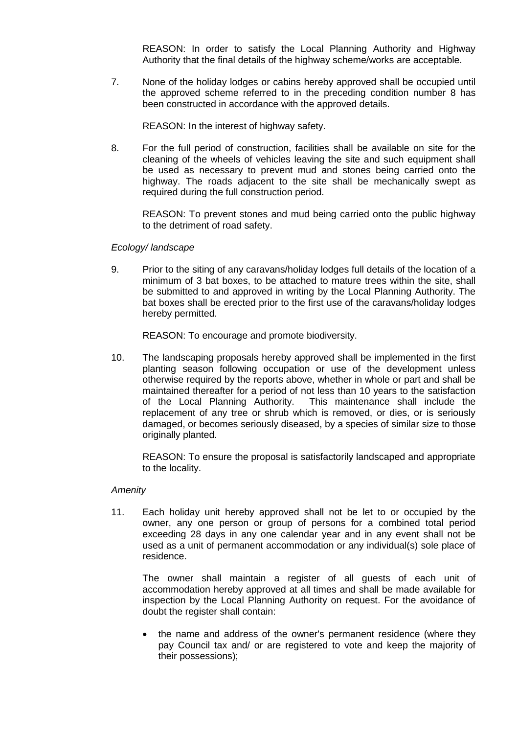REASON: In order to satisfy the Local Planning Authority and Highway Authority that the final details of the highway scheme/works are acceptable.

7. None of the holiday lodges or cabins hereby approved shall be occupied until the approved scheme referred to in the preceding condition number 8 has been constructed in accordance with the approved details.

   REASON: In the interest of highway safety.

8. For the full period of construction, facilities shall be available on site for the cleaning of the wheels of vehicles leaving the site and such equipment shall be used as necessary to prevent mud and stones being carried onto the highway. The roads adjacent to the site shall be mechanically swept as required during the full construction period.

   REASON: To prevent stones and mud being carried onto the public highway to the detriment of road safety.

*Ecology/ landscape*

9. Prior to the siting of any caravans/holiday lodges full details of the location of a minimum of 3 bat boxes, to be attached to mature trees within the site, shall be submitted to and approved in writing by the Local Planning Authority. The bat boxes shall be erected prior to the first use of the caravans/holiday lodges hereby permitted.

   REASON: To encourage and promote biodiversity.

10. The landscaping proposals hereby approved shall be implemented in the first planting season following occupation or use of the development unless otherwise required by the reports above, whether in whole or part and shall be maintained thereafter for a period of not less than 10 years to the satisfaction of the Local Planning Authority. This maintenance shall include the replacement of any tree or shrub which is removed, or dies, or is seriously damaged, or becomes seriously diseased, by a species of similar size to those originally planted.

    REASON: To ensure the proposal is satisfactorily landscaped and appropriate to the locality.

*Amenity*

11. Each holiday unit hereby approved shall not be let to or occupied by the owner, any one person or group of persons for a combined total period exceeding 28 days in any one calendar year and in any event shall not be used as a unit of permanent accommodation or any individual(s) sole place of residence.

    The owner shall maintain a register of all guests of each unit of accommodation hereby approved at all times and shall be made available for inspection by the Local Planning Authority on request. For the avoidance of doubt the register shall contain:

    - the name and address of the owner's permanent residence (where they pay Council tax and/ or are registered to vote and keep the majority of their possessions);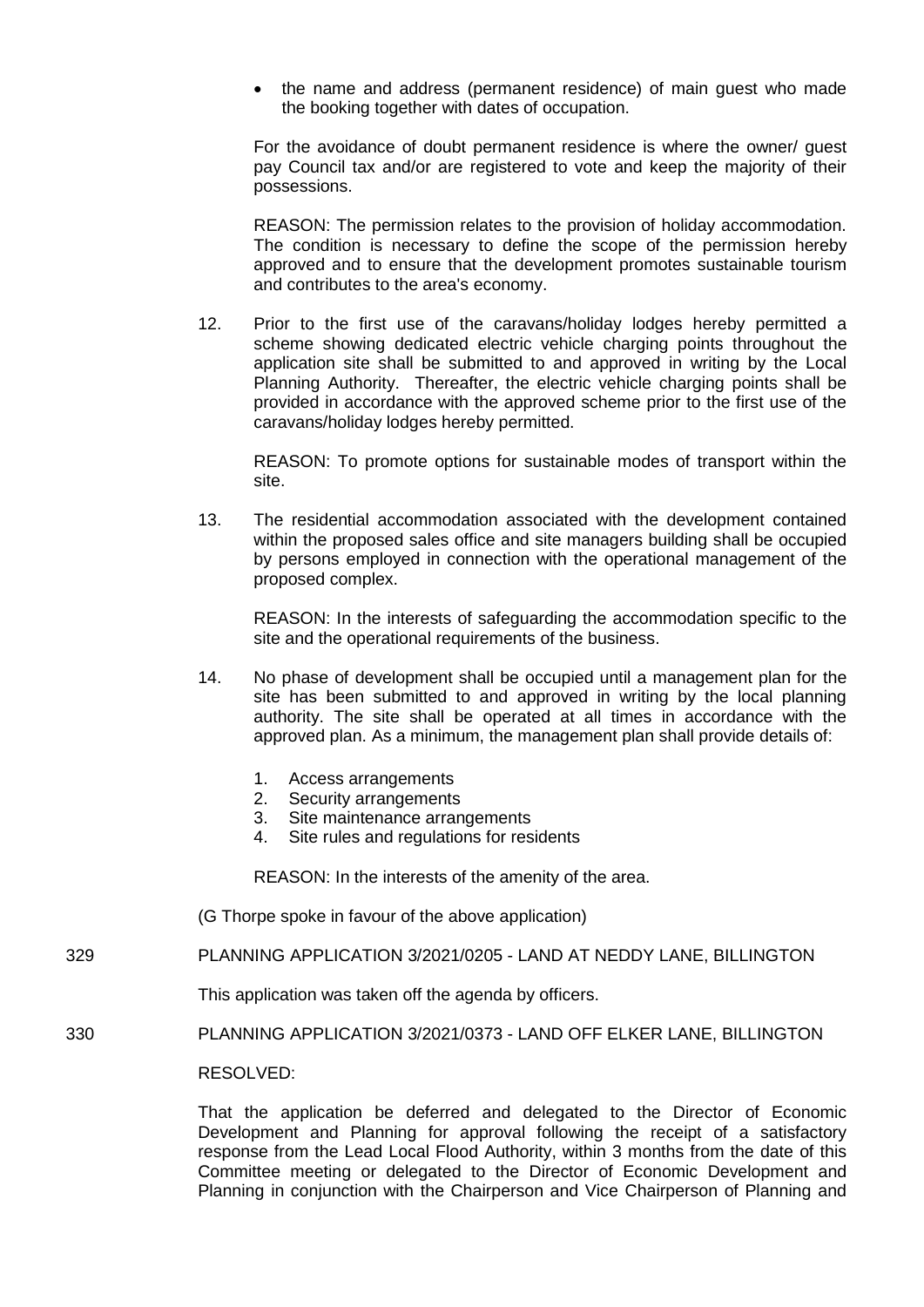- the name and address (permanent residence) of main guest who made the booking together with dates of occupation.

For the avoidance of doubt permanent residence is where the owner/ guest pay Council tax and/or are registered to vote and keep the majority of their possessions.

REASON: The permission relates to the provision of holiday accommodation. The condition is necessary to define the scope of the permission hereby approved and to ensure that the development promotes sustainable tourism and contributes to the area's economy.

12. Prior to the first use of the caravans/holiday lodges hereby permitted a scheme showing dedicated electric vehicle charging points throughout the application site shall be submitted to and approved in writing by the Local Planning Authority. Thereafter, the electric vehicle charging points shall be provided in accordance with the approved scheme prior to the first use of the caravans/holiday lodges hereby permitted.

    REASON: To promote options for sustainable modes of transport within the site.

13. The residential accommodation associated with the development contained within the proposed sales office and site managers building shall be occupied by persons employed in connection with the operational management of the proposed complex.

    REASON: In the interests of safeguarding the accommodation specific to the site and the operational requirements of the business.

14. No phase of development shall be occupied until a management plan for the site has been submitted to and approved in writing by the local planning authority. The site shall be operated at all times in accordance with the approved plan. As a minimum, the management plan shall provide details of:

    1. Access arrangements
    2. Security arrangements
    3. Site maintenance arrangements
    4. Site rules and regulations for residents

    REASON: In the interests of the amenity of the area.

(G Thorpe spoke in favour of the above application)

329 PLANNING APPLICATION 3/2021/0205 - LAND AT NEDDY LANE, BILLINGTON

This application was taken off the agenda by officers.

330 PLANNING APPLICATION 3/2021/0373 - LAND OFF ELKER LANE, BILLINGTON

RESOLVED:

That the application be deferred and delegated to the Director of Economic Development and Planning for approval following the receipt of a satisfactory response from the Lead Local Flood Authority, within 3 months from the date of this Committee meeting or delegated to the Director of Economic Development and Planning in conjunction with the Chairperson and Vice Chairperson of Planning and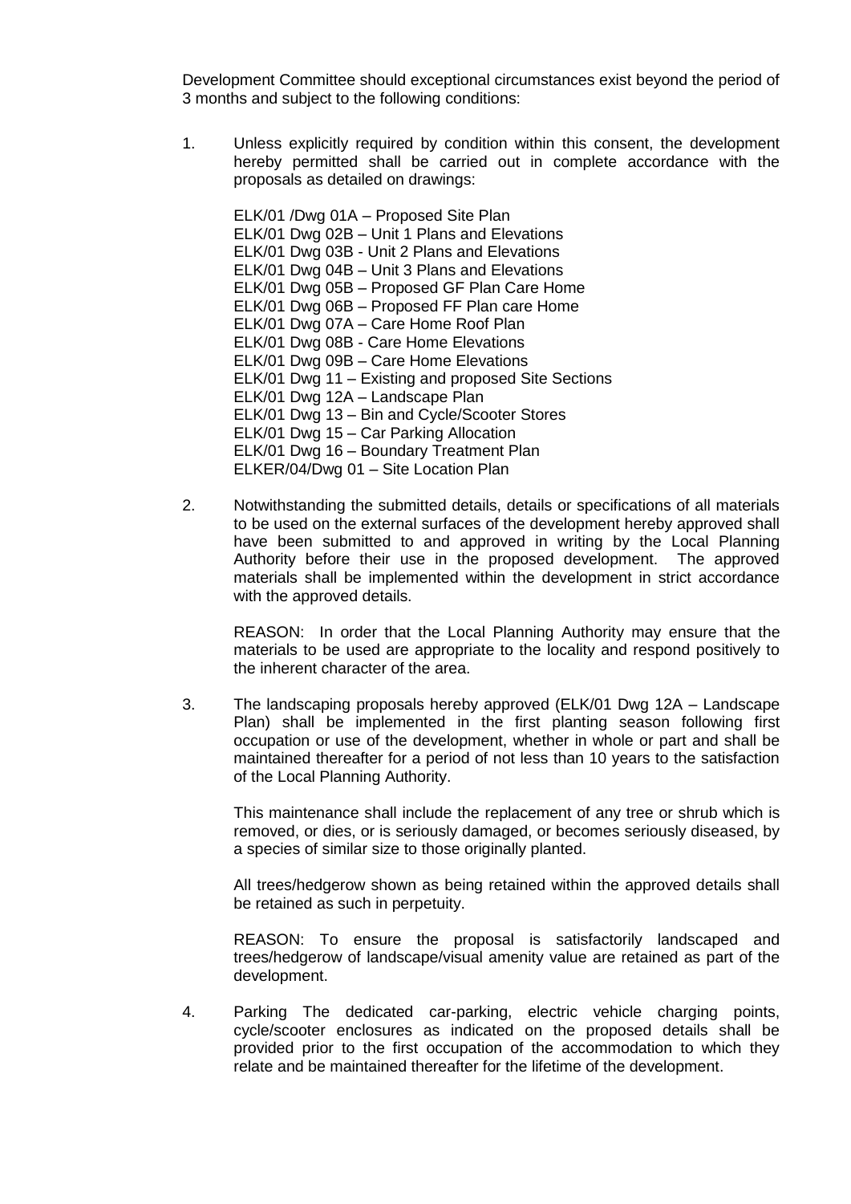Development Committee should exceptional circumstances exist beyond the period of 3 months and subject to the following conditions:

1. Unless explicitly required by condition within this consent, the development hereby permitted shall be carried out in complete accordance with the proposals as detailed on drawings:

   ELK/01 /Dwg 01A – Proposed Site Plan
   ELK/01 Dwg 02B – Unit 1 Plans and Elevations
   ELK/01 Dwg 03B - Unit 2 Plans and Elevations
   ELK/01 Dwg 04B – Unit 3 Plans and Elevations
   ELK/01 Dwg 05B – Proposed GF Plan Care Home
   ELK/01 Dwg 06B – Proposed FF Plan care Home
   ELK/01 Dwg 07A – Care Home Roof Plan
   ELK/01 Dwg 08B - Care Home Elevations
   ELK/01 Dwg 09B – Care Home Elevations
   ELK/01 Dwg 11 – Existing and proposed Site Sections
   ELK/01 Dwg 12A – Landscape Plan
   ELK/01 Dwg 13 – Bin and Cycle/Scooter Stores
   ELK/01 Dwg 15 – Car Parking Allocation
   ELK/01 Dwg 16 – Boundary Treatment Plan
   ELKER/04/Dwg 01 – Site Location Plan

2. Notwithstanding the submitted details, details or specifications of all materials to be used on the external surfaces of the development hereby approved shall have been submitted to and approved in writing by the Local Planning Authority before their use in the proposed development. The approved materials shall be implemented within the development in strict accordance with the approved details.

   REASON: In order that the Local Planning Authority may ensure that the materials to be used are appropriate to the locality and respond positively to the inherent character of the area.

3. The landscaping proposals hereby approved (ELK/01 Dwg 12A – Landscape Plan) shall be implemented in the first planting season following first occupation or use of the development, whether in whole or part and shall be maintained thereafter for a period of not less than 10 years to the satisfaction of the Local Planning Authority.

   This maintenance shall include the replacement of any tree or shrub which is removed, or dies, or is seriously damaged, or becomes seriously diseased, by a species of similar size to those originally planted.

   All trees/hedgerow shown as being retained within the approved details shall be retained as such in perpetuity.

   REASON: To ensure the proposal is satisfactorily landscaped and trees/hedgerow of landscape/visual amenity value are retained as part of the development.

4. Parking The dedicated car-parking, electric vehicle charging points, cycle/scooter enclosures as indicated on the proposed details shall be provided prior to the first occupation of the accommodation to which they relate and be maintained thereafter for the lifetime of the development.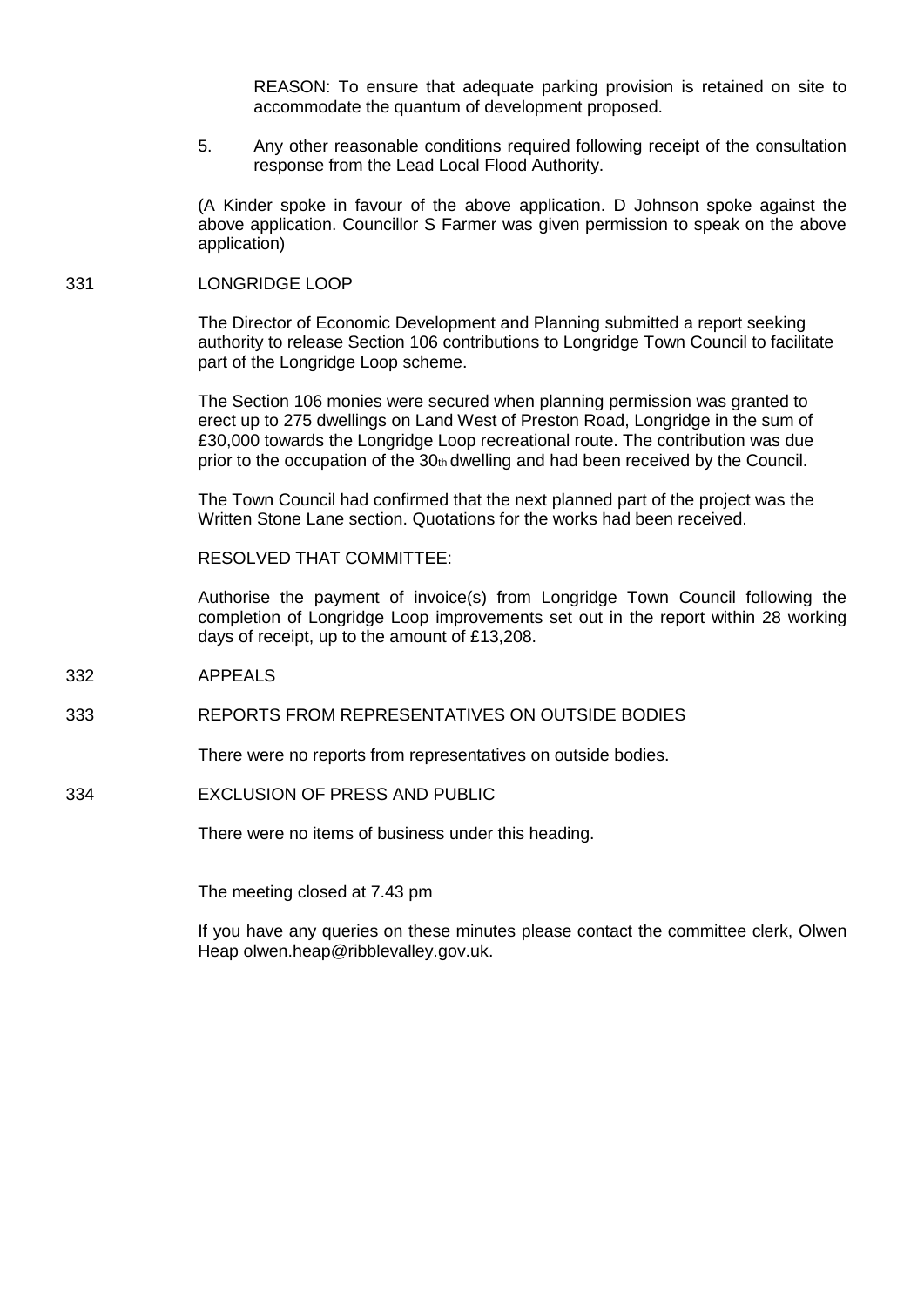REASON: To ensure that adequate parking provision is retained on site to accommodate the quantum of development proposed.

5. Any other reasonable conditions required following receipt of the consultation response from the Lead Local Flood Authority.

(A Kinder spoke in favour of the above application. D Johnson spoke against the above application. Councillor S Farmer was given permission to speak on the above application)

331 LONGRIDGE LOOP

The Director of Economic Development and Planning submitted a report seeking authority to release Section 106 contributions to Longridge Town Council to facilitate part of the Longridge Loop scheme.

The Section 106 monies were secured when planning permission was granted to erect up to 275 dwellings on Land West of Preston Road, Longridge in the sum of £30,000 towards the Longridge Loop recreational route. The contribution was due prior to the occupation of the 30th dwelling and had been received by the Council.

The Town Council had confirmed that the next planned part of the project was the Written Stone Lane section. Quotations for the works had been received.

RESOLVED THAT COMMITTEE:

Authorise the payment of invoice(s) from Longridge Town Council following the completion of Longridge Loop improvements set out in the report within 28 working days of receipt, up to the amount of £13,208.

332 APPEALS

333 REPORTS FROM REPRESENTATIVES ON OUTSIDE BODIES

There were no reports from representatives on outside bodies.

334 EXCLUSION OF PRESS AND PUBLIC

There were no items of business under this heading.

The meeting closed at 7.43 pm

If you have any queries on these minutes please contact the committee clerk, Olwen Heap olwen.heap@ribblevalley.gov.uk.